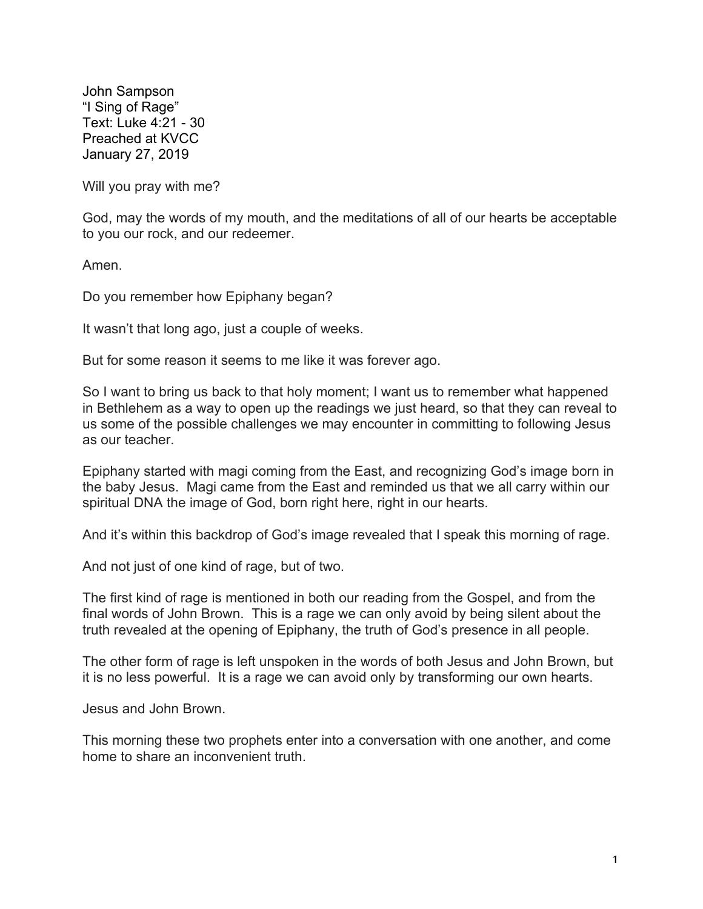John Sampson
“I Sing of Rage”
Text: Luke 4:21 - 30
Preached at KVCC
January 27, 2019

Will you pray with me?

God, may the words of my mouth, and the meditations of all of our hearts be acceptable to you our rock, and our redeemer.

Amen.

Do you remember how Epiphany began?

It wasn’t that long ago, just a couple of weeks.

But for some reason it seems to me like it was forever ago.

So I want to bring us back to that holy moment; I want us to remember what happened in Bethlehem as a way to open up the readings we just heard, so that they can reveal to us some of the possible challenges we may encounter in committing to following Jesus as our teacher.

Epiphany started with magi coming from the East, and recognizing God’s image born in the baby Jesus. Magi came from the East and reminded us that we all carry within our spiritual DNA the image of God, born right here, right in our hearts.

And it’s within this backdrop of God’s image revealed that I speak this morning of rage.

And not just of one kind of rage, but of two.

The first kind of rage is mentioned in both our reading from the Gospel, and from the final words of John Brown. This is a rage we can only avoid by being silent about the truth revealed at the opening of Epiphany, the truth of God’s presence in all people.

The other form of rage is left unspoken in the words of both Jesus and John Brown, but it is no less powerful. It is a rage we can avoid only by transforming our own hearts.

Jesus and John Brown.

This morning these two prophets enter into a conversation with one another, and come home to share an inconvenient truth.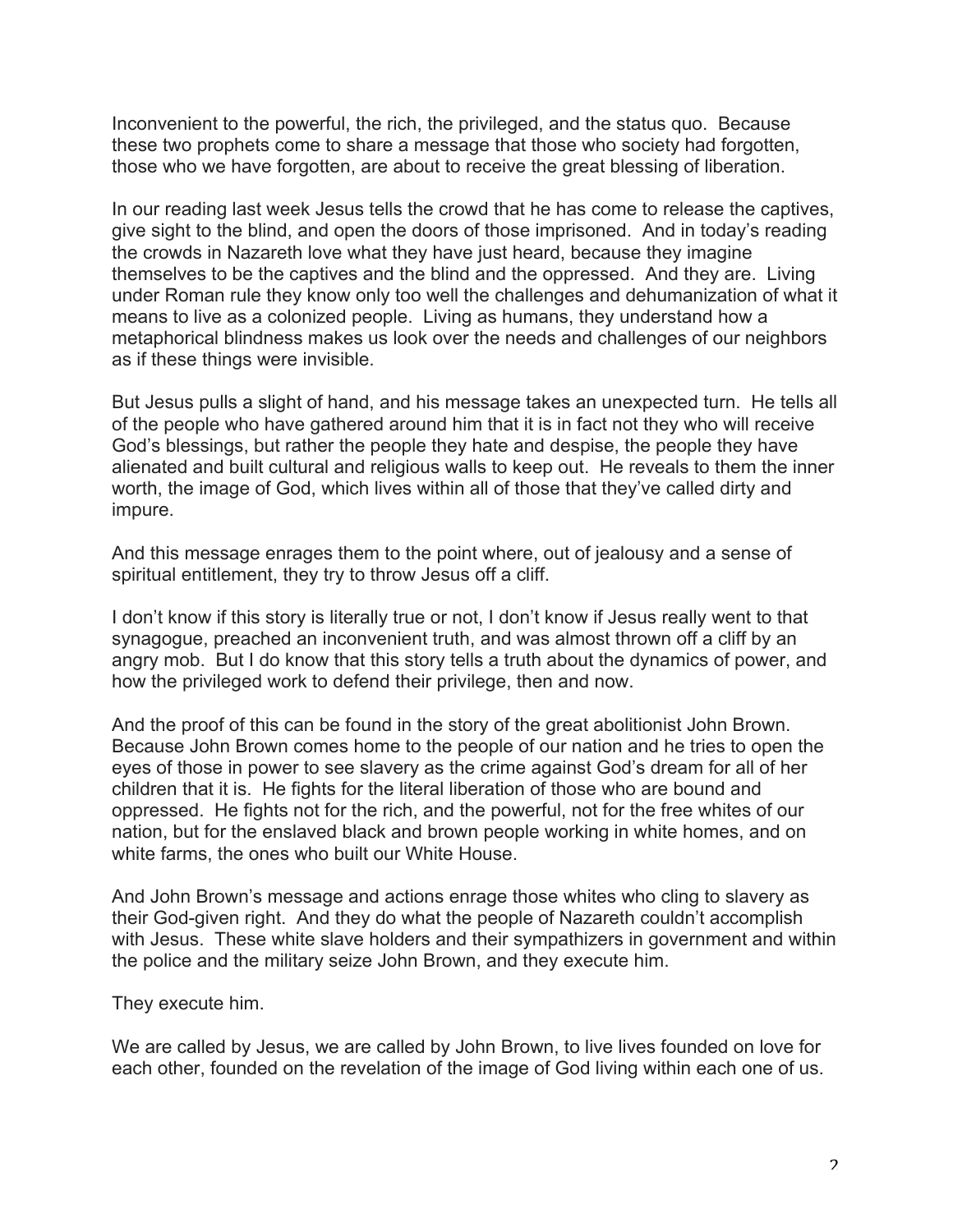Inconvenient to the powerful, the rich, the privileged, and the status quo. Because these two prophets come to share a message that those who society had forgotten, those who we have forgotten, are about to receive the great blessing of liberation.

In our reading last week Jesus tells the crowd that he has come to release the captives, give sight to the blind, and open the doors of those imprisoned. And in today's reading the crowds in Nazareth love what they have just heard, because they imagine themselves to be the captives and the blind and the oppressed. And they are. Living under Roman rule they know only too well the challenges and dehumanization of what it means to live as a colonized people. Living as humans, they understand how a metaphorical blindness makes us look over the needs and challenges of our neighbors as if these things were invisible.

But Jesus pulls a slight of hand, and his message takes an unexpected turn. He tells all of the people who have gathered around him that it is in fact not they who will receive God's blessings, but rather the people they hate and despise, the people they have alienated and built cultural and religious walls to keep out. He reveals to them the inner worth, the image of God, which lives within all of those that they've called dirty and impure.

And this message enrages them to the point where, out of jealousy and a sense of spiritual entitlement, they try to throw Jesus off a cliff.

I don't know if this story is literally true or not, I don't know if Jesus really went to that synagogue, preached an inconvenient truth, and was almost thrown off a cliff by an angry mob. But I do know that this story tells a truth about the dynamics of power, and how the privileged work to defend their privilege, then and now.

And the proof of this can be found in the story of the great abolitionist John Brown. Because John Brown comes home to the people of our nation and he tries to open the eyes of those in power to see slavery as the crime against God's dream for all of her children that it is. He fights for the literal liberation of those who are bound and oppressed. He fights not for the rich, and the powerful, not for the free whites of our nation, but for the enslaved black and brown people working in white homes, and on white farms, the ones who built our White House.

And John Brown's message and actions enrage those whites who cling to slavery as their God-given right. And they do what the people of Nazareth couldn't accomplish with Jesus. These white slave holders and their sympathizers in government and within the police and the military seize John Brown, and they execute him.

They execute him.

We are called by Jesus, we are called by John Brown, to live lives founded on love for each other, founded on the revelation of the image of God living within each one of us.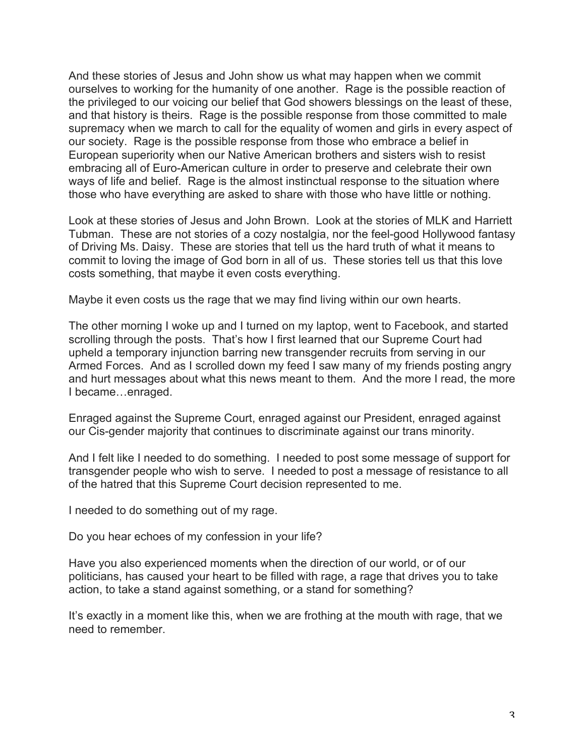And these stories of Jesus and John show us what may happen when we commit ourselves to working for the humanity of one another. Rage is the possible reaction of the privileged to our voicing our belief that God showers blessings on the least of these, and that history is theirs. Rage is the possible response from those committed to male supremacy when we march to call for the equality of women and girls in every aspect of our society. Rage is the possible response from those who embrace a belief in European superiority when our Native American brothers and sisters wish to resist embracing all of Euro-American culture in order to preserve and celebrate their own ways of life and belief. Rage is the almost instinctual response to the situation where those who have everything are asked to share with those who have little or nothing.

Look at these stories of Jesus and John Brown. Look at the stories of MLK and Harriett Tubman. These are not stories of a cozy nostalgia, nor the feel-good Hollywood fantasy of Driving Ms. Daisy. These are stories that tell us the hard truth of what it means to commit to loving the image of God born in all of us. These stories tell us that this love costs something, that maybe it even costs everything.

Maybe it even costs us the rage that we may find living within our own hearts.

The other morning I woke up and I turned on my laptop, went to Facebook, and started scrolling through the posts. That's how I first learned that our Supreme Court had upheld a temporary injunction barring new transgender recruits from serving in our Armed Forces. And as I scrolled down my feed I saw many of my friends posting angry and hurt messages about what this news meant to them. And the more I read, the more I became…enraged.

Enraged against the Supreme Court, enraged against our President, enraged against our Cis-gender majority that continues to discriminate against our trans minority.

And I felt like I needed to do something. I needed to post some message of support for transgender people who wish to serve. I needed to post a message of resistance to all of the hatred that this Supreme Court decision represented to me.

I needed to do something out of my rage.

Do you hear echoes of my confession in your life?

Have you also experienced moments when the direction of our world, or of our politicians, has caused your heart to be filled with rage, a rage that drives you to take action, to take a stand against something, or a stand for something?

It's exactly in a moment like this, when we are frothing at the mouth with rage, that we need to remember.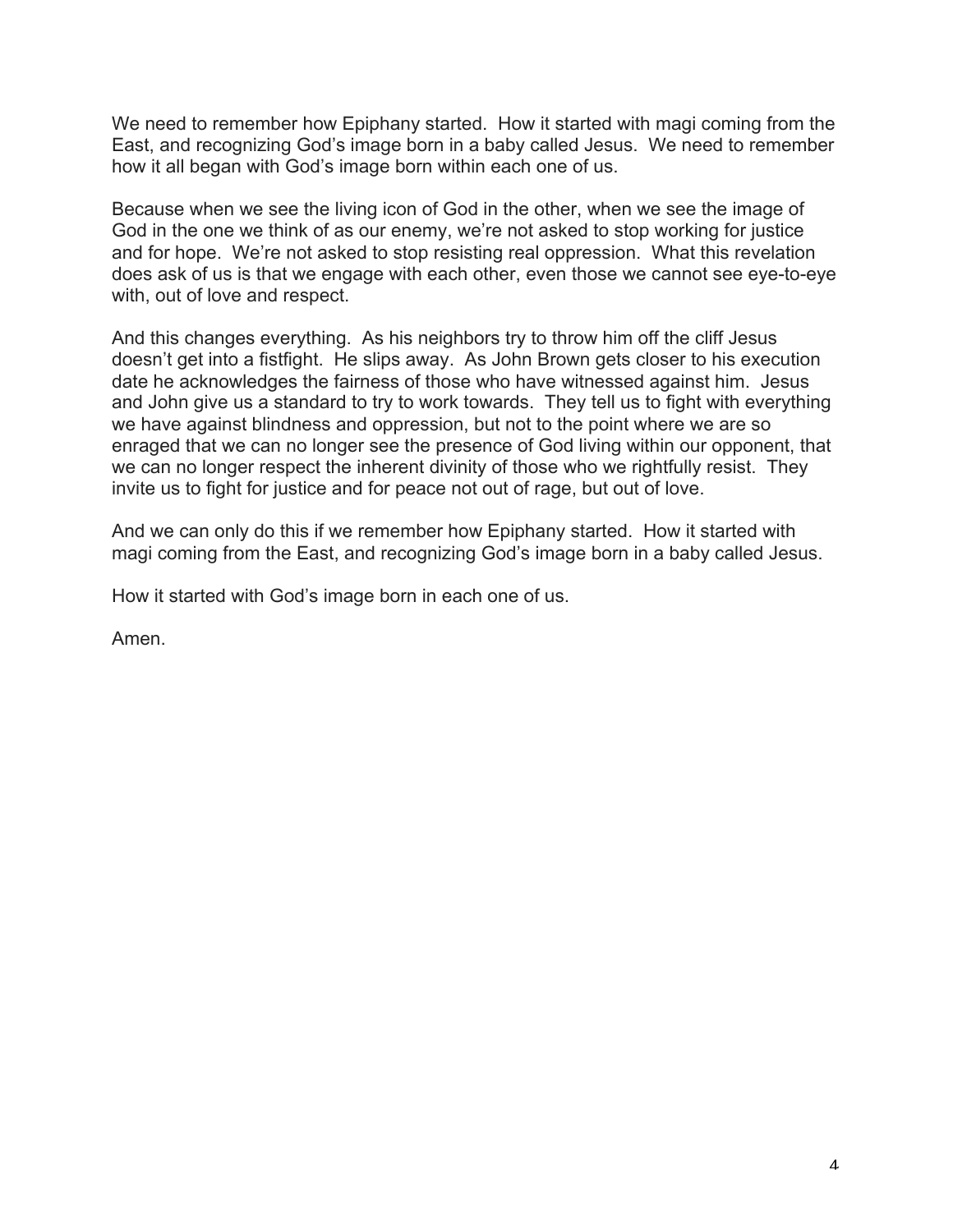We need to remember how Epiphany started. How it started with magi coming from the East, and recognizing God's image born in a baby called Jesus. We need to remember how it all began with God's image born within each one of us.

Because when we see the living icon of God in the other, when we see the image of God in the one we think of as our enemy, we're not asked to stop working for justice and for hope. We're not asked to stop resisting real oppression. What this revelation does ask of us is that we engage with each other, even those we cannot see eye-to-eye with, out of love and respect.

And this changes everything. As his neighbors try to throw him off the cliff Jesus doesn't get into a fistfight. He slips away. As John Brown gets closer to his execution date he acknowledges the fairness of those who have witnessed against him. Jesus and John give us a standard to try to work towards. They tell us to fight with everything we have against blindness and oppression, but not to the point where we are so enraged that we can no longer see the presence of God living within our opponent, that we can no longer respect the inherent divinity of those who we rightfully resist. They invite us to fight for justice and for peace not out of rage, but out of love.

And we can only do this if we remember how Epiphany started. How it started with magi coming from the East, and recognizing God's image born in a baby called Jesus.

How it started with God's image born in each one of us.

Amen.